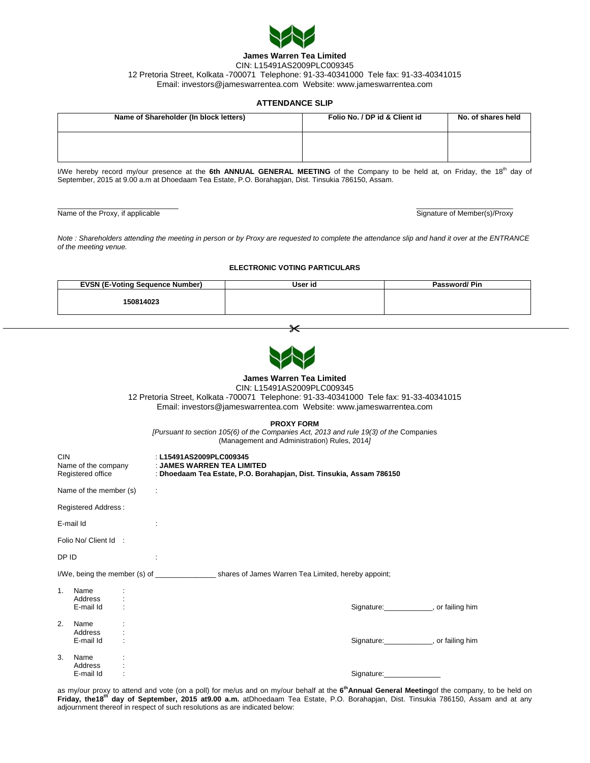**James Warren Tea Limited**
CIN: L15491AS2009PLC009345
12 Pretoria Street, Kolkata -700071 Telephone: 91-33-40341000 Tele fax: 91-33-40341015
Email: investors@jameswarrentea.com Website: www.jameswarrentea.com

**ATTENDANCE SLIP**

| Name of Shareholder (In block letters) | Folio No. / DP id & Client id | No. of shares held |
|---|---|---|
| | | |

I/We hereby record my/our presence at the **6th ANNUAL GENERAL MEETING** of the Company to be held at, on Friday, the 18th day of September, 2015 at 9.00 a.m at Dhoedaam Tea Estate, P.O. Borahapjan, Dist. Tinsukia 786150, Assam.

\_\_\_\_\_\_\_\_\_\_\_\_\_\_\_\_\_\_\_\_\_\_\_\_\_\_\_\_\_\_ \_\_\_\_\_\_\_\_\_\_\_\_\_\_\_\_\_\_\_\_\_\_\_\_\_
Name of the Proxy, if applicable Signature of Member(s)/Proxy

*Note : Shareholders attending the meeting in person or by Proxy are requested to complete the attendance slip and hand it over at the ENTRANCE of the meeting venue.*

**ELECTRONIC VOTING PARTICULARS**

| EVSN (E-Voting Sequence Number) | User id | Password/ Pin |
|---|---|---|
| 150814023 | | |

---

**James Warren Tea Limited**
CIN: L15491AS2009PLC009345
12 Pretoria Street, Kolkata -700071 Telephone: 91-33-40341000 Tele fax: 91-33-40341015
Email: investors@jameswarrentea.com Website: www.jameswarrentea.com

**PROXY FORM**
*[Pursuant to section 105(6) of the Companies Act, 2013 and rule 19(3) of the* Companies (Management and Administration) Rules, 2014*]*

CIN : **L15491AS2009PLC009345**
Name of the company : **JAMES WARREN TEA LIMITED**
Registered office : **Dhoedaam Tea Estate, P.O. Borahapjan, Dist. Tinsukia, Assam 786150**

Name of the member (s) :

Registered Address :

E-mail Id :

Folio No/ Client Id :

DP ID :

I/We, being the member (s) of \_\_\_\_\_\_\_\_\_\_\_\_\_\_\_ shares of James Warren Tea Limited, hereby appoint;

1. Name :
   Address :
   E-mail Id : Signature:\_\_\_\_\_\_\_\_\_\_\_\_, or failing him

2. Name :
   Address :
   E-mail Id : Signature:\_\_\_\_\_\_\_\_\_\_\_\_, or failing him

3. Name :
   Address :
   E-mail Id : Signature:\_\_\_\_\_\_\_\_\_\_\_\_\_\_

as my/our proxy to attend and vote (on a poll) for me/us and on my/our behalf at the **6th Annual General Meeting** of the company, to be held on **Friday, the 18th day of September, 2015 at 9.00 a.m.** at Dhoedaam Tea Estate, P.O. Borahapjan, Dist. Tinsukia 786150, Assam and at any adjournment thereof in respect of such resolutions as are indicated below: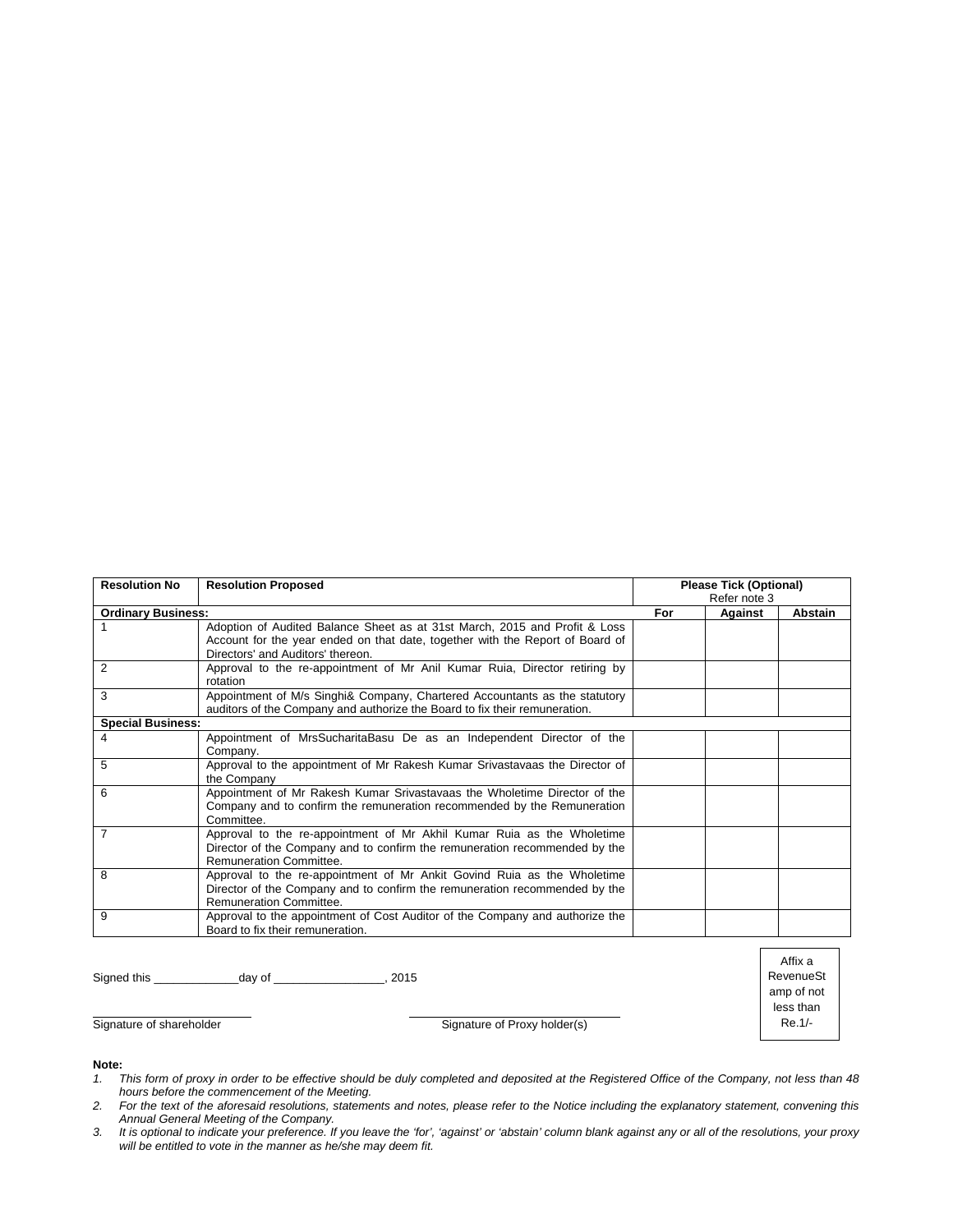| Resolution No | Resolution Proposed | Please Tick (Optional) Refer note 3 | | |
|---|---|---|---|---|
| **Ordinary Business:** | | **For** | **Against** | **Abstain** |
| 1 | Adoption of Audited Balance Sheet as at 31st March, 2015 and Profit & Loss Account for the year ended on that date, together with the Report of Board of Directors' and Auditors' thereon. | | | |
| 2 | Approval to the re-appointment of Mr Anil Kumar Ruia, Director retiring by rotation | | | |
| 3 | Appointment of M/s Singhi& Company, Chartered Accountants as the statutory auditors of the Company and authorize the Board to fix their remuneration. | | | |
| **Special Business:** | | | | |
| 4 | Appointment of MrsSucharitaBasu De as an Independent Director of the Company. | | | |
| 5 | Approval to the appointment of Mr Rakesh Kumar Srivastavaas the Director of the Company | | | |
| 6 | Appointment of Mr Rakesh Kumar Srivastavaas the Wholetime Director of the Company and to confirm the remuneration recommended by the Remuneration Committee. | | | |
| 7 | Approval to the re-appointment of Mr Akhil Kumar Ruia as the Wholetime Director of the Company and to confirm the remuneration recommended by the Remuneration Committee. | | | |
| 8 | Approval to the re-appointment of Mr Ankit Govind Ruia as the Wholetime Director of the Company and to confirm the remuneration recommended by the Remuneration Committee. | | | |
| 9 | Approval to the appointment of Cost Auditor of the Company and authorize the Board to fix their remuneration. | | | |

Signed this _____________day of _________________, 2015

Affix a RevenueSt amp of not less than Re.1/-

Signature of shareholder                Signature of Proxy holder(s)

**Note:**

1. *This form of proxy in order to be effective should be duly completed and deposited at the Registered Office of the Company, not less than 48 hours before the commencement of the Meeting.*
2. *For the text of the aforesaid resolutions, statements and notes, please refer to the Notice including the explanatory statement, convening this Annual General Meeting of the Company.*
3. *It is optional to indicate your preference. If you leave the 'for', 'against' or 'abstain' column blank against any or all of the resolutions, your proxy will be entitled to vote in the manner as he/she may deem fit.*